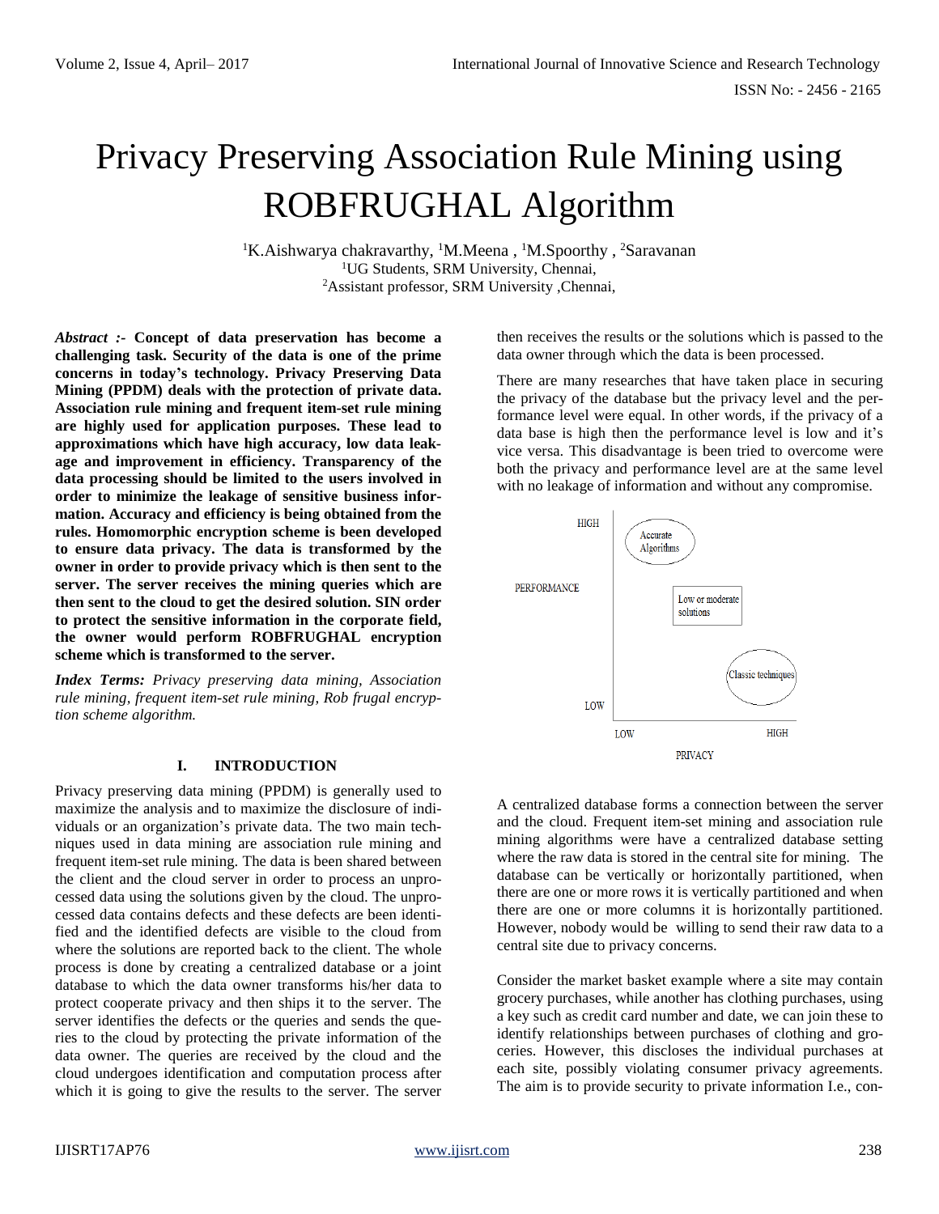# Privacy Preserving Association Rule Mining using ROBFRUGHAL Algorithm

[1]K.Aishwarya chakravarthy, [1]M.Meena , [1]M.Spoorthy , [2]Saravanan
[1]UG Students, SRM University, Chennai,
[2]Assistant professor, SRM University ,Chennai,

***Abstract :-*** **Concept of data preservation has become a challenging task. Security of the data is one of the prime concerns in today's technology. Privacy Preserving Data Mining (PPDM) deals with the protection of private data. Association rule mining and frequent item-set rule mining are highly used for application purposes. These lead to approximations which have high accuracy, low data leakage and improvement in efficiency. Transparency of the data processing should be limited to the users involved in order to minimize the leakage of sensitive business information. Accuracy and efficiency is being obtained from the rules. Homomorphic encryption scheme is been developed to ensure data privacy. The data is transformed by the owner in order to provide privacy which is then sent to the server. The server receives the mining queries which are then sent to the cloud to get the desired solution. SIN order to protect the sensitive information in the corporate field, the owner would perform ROBFRUGHAL encryption scheme which is transformed to the server.**

***Index Terms:*** *Privacy preserving data mining, Association rule mining, frequent item-set rule mining, Rob frugal encryption scheme algorithm.*

## I. INTRODUCTION

Privacy preserving data mining (PPDM) is generally used to maximize the analysis and to maximize the disclosure of individuals or an organization's private data. The two main techniques used in data mining are association rule mining and frequent item-set rule mining. The data is been shared between the client and the cloud server in order to process an unprocessed data using the solutions given by the cloud. The unprocessed data contains defects and these defects are been identified and the identified defects are visible to the cloud from where the solutions are reported back to the client. The whole process is done by creating a centralized database or a joint database to which the data owner transforms his/her data to protect cooperate privacy and then ships it to the server. The server identifies the defects or the queries and sends the queries to the cloud by protecting the private information of the data owner. The queries are received by the cloud and the cloud undergoes identification and computation process after which it is going to give the results to the server. The server then receives the results or the solutions which is passed to the data owner through which the data is been processed.

There are many researches that have taken place in securing the privacy of the database but the privacy level and the performance level were equal. In other words, if the privacy of a data base is high then the performance level is low and it's vice versa. This disadvantage is been tried to overcome were both the privacy and performance level are at the same level with no leakage of information and without any compromise.

HIGH | Accurate Algorithms | PERFORMANCE | Low or moderate solutions | Classic techniques | LOW | LOW | HIGH | PRIVACY

A centralized database forms a connection between the server and the cloud. Frequent item-set mining and association rule mining algorithms were have a centralized database setting where the raw data is stored in the central site for mining. The database can be vertically or horizontally partitioned, when there are one or more rows it is vertically partitioned and when there are one or more columns it is horizontally partitioned. However, nobody would be willing to send their raw data to a central site due to privacy concerns.

Consider the market basket example where a site may contain grocery purchases, while another has clothing purchases, using a key such as credit card number and date, we can join these to identify relationships between purchases of clothing and groceries. However, this discloses the individual purchases at each site, possibly violating consumer privacy agreements. The aim is to provide security to private information I.e., con-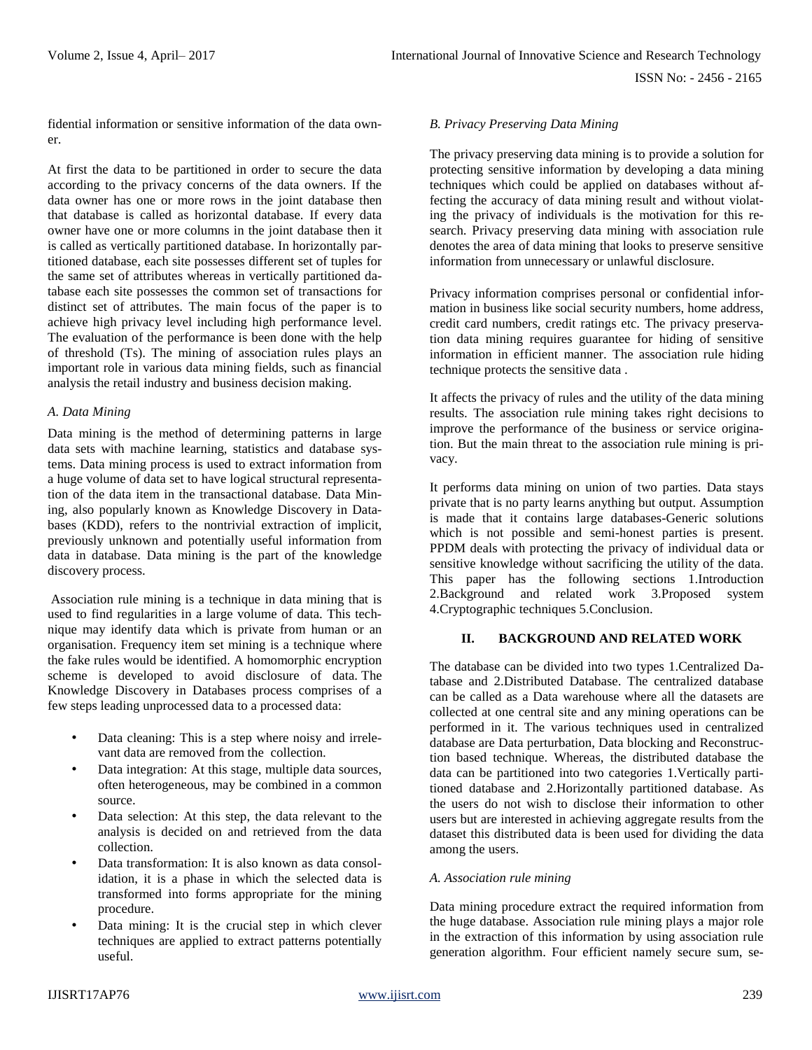fidential information or sensitive information of the data owner.

At first the data to be partitioned in order to secure the data according to the privacy concerns of the data owners. If the data owner has one or more rows in the joint database then that database is called as horizontal database. If every data owner have one or more columns in the joint database then it is called as vertically partitioned database. In horizontally partitioned database, each site possesses different set of tuples for the same set of attributes whereas in vertically partitioned database each site possesses the common set of transactions for distinct set of attributes. The main focus of the paper is to achieve high privacy level including high performance level. The evaluation of the performance is been done with the help of threshold (Ts). The mining of association rules plays an important role in various data mining fields, such as financial analysis the retail industry and business decision making.

### *A. Data Mining*

Data mining is the method of determining patterns in large data sets with machine learning, statistics and database systems. Data mining process is used to extract information from a huge volume of data set to have logical structural representation of the data item in the transactional database. Data Mining, also popularly known as Knowledge Discovery in Databases (KDD), refers to the nontrivial extraction of implicit, previously unknown and potentially useful information from data in database. Data mining is the part of the knowledge discovery process.

Association rule mining is a technique in data mining that is used to find regularities in a large volume of data. This technique may identify data which is private from human or an organisation. Frequency item set mining is a technique where the fake rules would be identified. A homomorphic encryption scheme is developed to avoid disclosure of data. The Knowledge Discovery in Databases process comprises of a few steps leading unprocessed data to a processed data:

- Data cleaning: This is a step where noisy and irrelevant data are removed from the collection.
- Data integration: At this stage, multiple data sources, often heterogeneous, may be combined in a common source.
- Data selection: At this step, the data relevant to the analysis is decided on and retrieved from the data collection.
- Data transformation: It is also known as data consolidation, it is a phase in which the selected data is transformed into forms appropriate for the mining procedure.
- Data mining: It is the crucial step in which clever techniques are applied to extract patterns potentially useful.

### *B. Privacy Preserving Data Mining*

The privacy preserving data mining is to provide a solution for protecting sensitive information by developing a data mining techniques which could be applied on databases without affecting the accuracy of data mining result and without violating the privacy of individuals is the motivation for this research. Privacy preserving data mining with association rule denotes the area of data mining that looks to preserve sensitive information from unnecessary or unlawful disclosure.

Privacy information comprises personal or confidential information in business like social security numbers, home address, credit card numbers, credit ratings etc. The privacy preservation data mining requires guarantee for hiding of sensitive information in efficient manner. The association rule hiding technique protects the sensitive data .

It affects the privacy of rules and the utility of the data mining results. The association rule mining takes right decisions to improve the performance of the business or service origination. But the main threat to the association rule mining is privacy.

It performs data mining on union of two parties. Data stays private that is no party learns anything but output. Assumption is made that it contains large databases-Generic solutions which is not possible and semi-honest parties is present. PPDM deals with protecting the privacy of individual data or sensitive knowledge without sacrificing the utility of the data. This paper has the following sections 1.Introduction 2.Background and related work 3.Proposed system 4.Cryptographic techniques 5.Conclusion.

## II. BACKGROUND AND RELATED WORK

The database can be divided into two types 1.Centralized Database and 2.Distributed Database. The centralized database can be called as a Data warehouse where all the datasets are collected at one central site and any mining operations can be performed in it. The various techniques used in centralized database are Data perturbation, Data blocking and Reconstruction based technique. Whereas, the distributed database the data can be partitioned into two categories 1.Vertically partitioned database and 2.Horizontally partitioned database. As the users do not wish to disclose their information to other users but are interested in achieving aggregate results from the dataset this distributed data is been used for dividing the data among the users.

### *A. Association rule mining*

Data mining procedure extract the required information from the huge database. Association rule mining plays a major role in the extraction of this information by using association rule generation algorithm. Four efficient namely secure sum, se-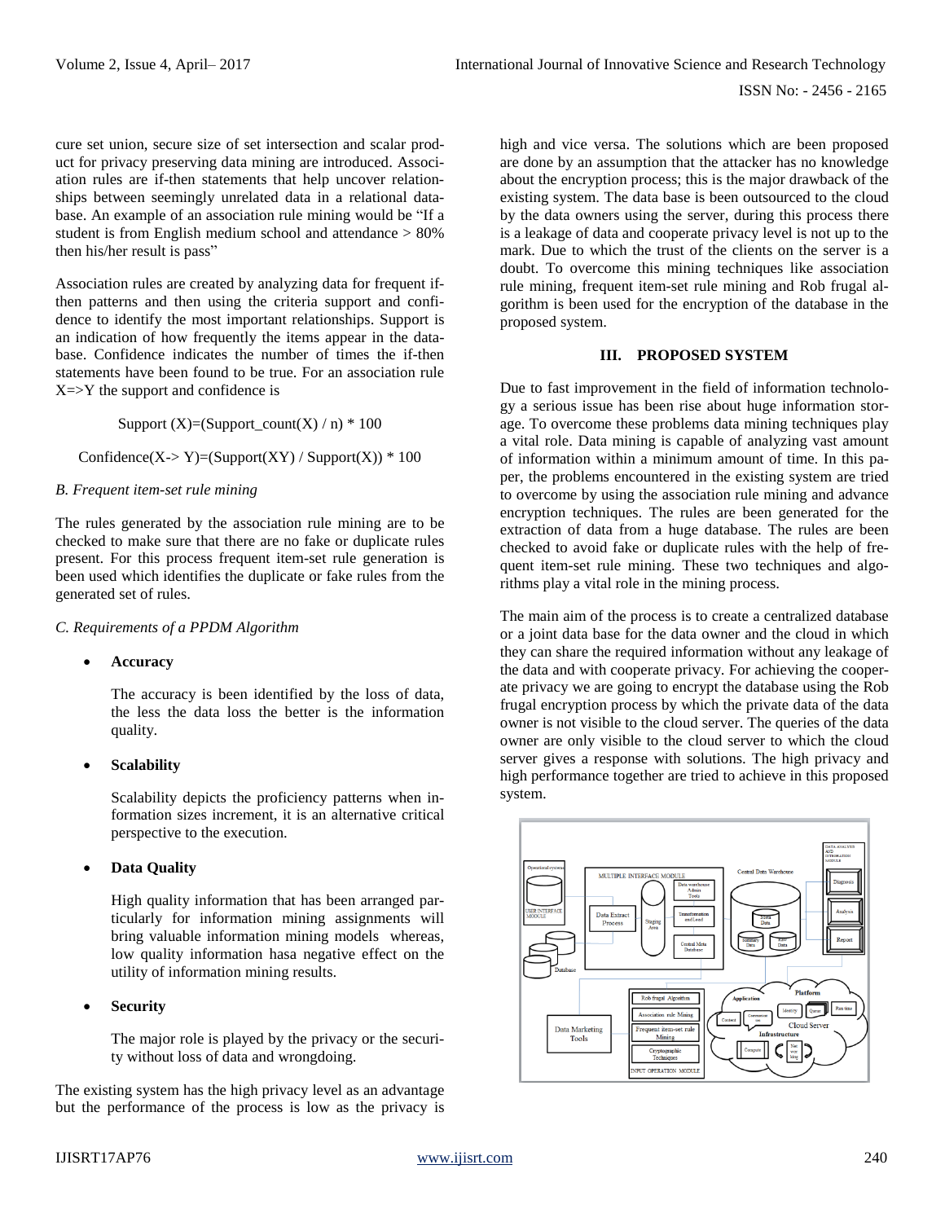cure set union, secure size of set intersection and scalar product for privacy preserving data mining are introduced. Association rules are if-then statements that help uncover relationships between seemingly unrelated data in a relational database. An example of an association rule mining would be "If a student is from English medium school and attendance > 80% then his/her result is pass"

Association rules are created by analyzing data for frequent if-then patterns and then using the criteria support and confidence to identify the most important relationships. Support is an indication of how frequently the items appear in the database. Confidence indicates the number of times the if-then statements have been found to be true. For an association rule X=>Y the support and confidence is

$$\text{Support }(X)=(\text{Support\_count}(X) / n) * 100$$

$$\text{Confidence}(X\text{-}> Y)=(\text{Support}(XY) / \text{Support}(X)) * 100$$

*B. Frequent item-set rule mining*

The rules generated by the association rule mining are to be checked to make sure that there are no fake or duplicate rules present. For this process frequent item-set rule generation is been used which identifies the duplicate or fake rules from the generated set of rules.

*C. Requirements of a PPDM Algorithm*

- **Accuracy**

  The accuracy is been identified by the loss of data, the less the data loss the better is the information quality.

- **Scalability**

  Scalability depicts the proficiency patterns when information sizes increment, it is an alternative critical perspective to the execution.

- **Data Quality**

  High quality information that has been arranged particularly for information mining assignments will bring valuable information mining models whereas, low quality information hasa negative effect on the utility of information mining results.

- **Security**

  The major role is played by the privacy or the security without loss of data and wrongdoing.

The existing system has the high privacy level as an advantage but the performance of the process is low as the privacy is high and vice versa. The solutions which are been proposed are done by an assumption that the attacker has no knowledge about the encryption process; this is the major drawback of the existing system. The data base is been outsourced to the cloud by the data owners using the server, during this process there is a leakage of data and cooperate privacy level is not up to the mark. Due to which the trust of the clients on the server is a doubt. To overcome this mining techniques like association rule mining, frequent item-set rule mining and Rob frugal algorithm is been used for the encryption of the database in the proposed system.

## III. PROPOSED SYSTEM

Due to fast improvement in the field of information technology a serious issue has been rise about huge information storage. To overcome these problems data mining techniques play a vital role. Data mining is capable of analyzing vast amount of information within a minimum amount of time. In this paper, the problems encountered in the existing system are tried to overcome by using the association rule mining and advance encryption techniques. The rules are been generated for the extraction of data from a huge database. The rules are been checked to avoid fake or duplicate rules with the help of frequent item-set rule mining. These two techniques and algorithms play a vital role in the mining process.

The main aim of the process is to create a centralized database or a joint data base for the data owner and the cloud in which they can share the required information without any leakage of the data and with cooperate privacy. For achieving the cooperate privacy we are going to encrypt the database using the Rob frugal encryption process by which the private data of the data owner is not visible to the cloud server. The queries of the data owner are only visible to the cloud server to which the cloud server gives a response with solutions. The high privacy and high performance together are tried to achieve in this proposed system.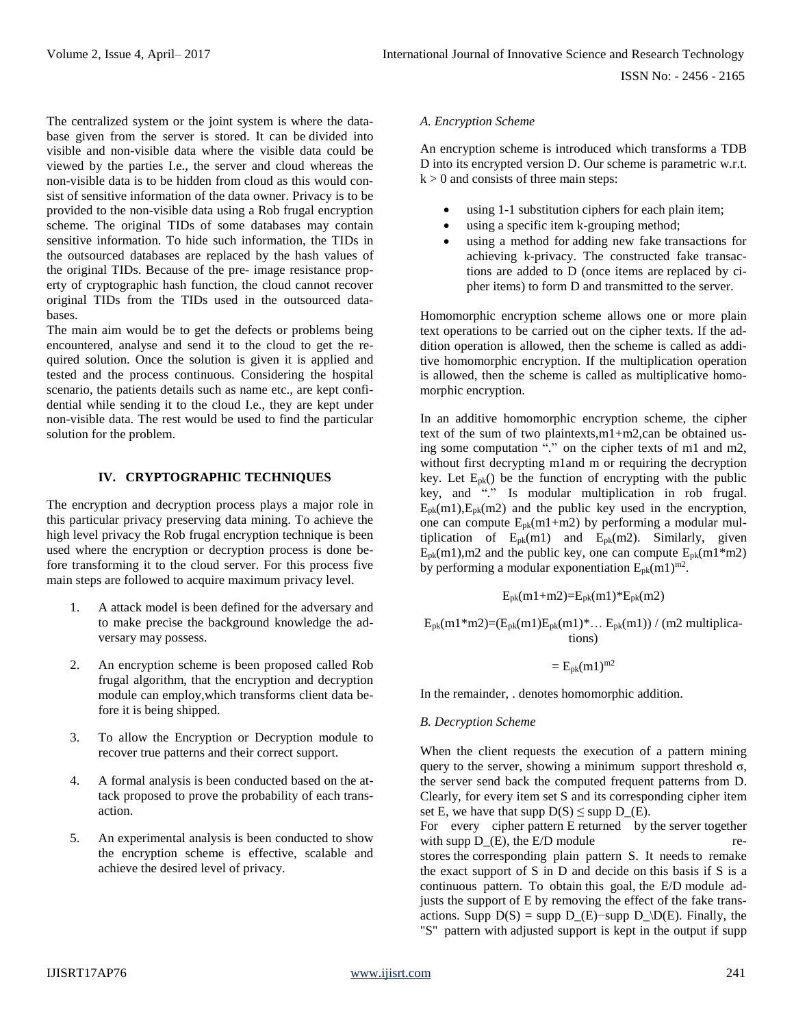The centralized system or the joint system is where the database given from the server is stored. It can be divided into visible and non-visible data where the visible data could be viewed by the parties I.e., the server and cloud whereas the non-visible data is to be hidden from cloud as this would consist of sensitive information of the data owner. Privacy is to be provided to the non-visible data using a Rob frugal encryption scheme. The original TIDs of some databases may contain sensitive information. To hide such information, the TIDs in the outsourced databases are replaced by the hash values of the original TIDs. Because of the pre- image resistance property of cryptographic hash function, the cloud cannot recover original TIDs from the TIDs used in the outsourced databases.

The main aim would be to get the defects or problems being encountered, analyse and send it to the cloud to get the required solution. Once the solution is given it is applied and tested and the process continuous. Considering the hospital scenario, the patients details such as name etc., are kept confidential while sending it to the cloud I.e., they are kept under non-visible data. The rest would be used to find the particular solution for the problem.

## IV. CRYPTOGRAPHIC TECHNIQUES

The encryption and decryption process plays a major role in this particular privacy preserving data mining. To achieve the high level privacy the Rob frugal encryption technique is been used where the encryption or decryption process is done before transforming it to the cloud server. For this process five main steps are followed to acquire maximum privacy level.

1. A attack model is been defined for the adversary and to make precise the background knowledge the adversary may possess.
2. An encryption scheme is been proposed called Rob frugal algorithm, that the encryption and decryption module can employ,which transforms client data before it is being shipped.
3. To allow the Encryption or Decryption module to recover true patterns and their correct support.
4. A formal analysis is been conducted based on the attack proposed to prove the probability of each transaction.
5. An experimental analysis is been conducted to show the encryption scheme is effective, scalable and achieve the desired level of privacy.

### *A. Encryption Scheme*

An encryption scheme is introduced which transforms a TDB D into its encrypted version D. Our scheme is parametric w.r.t. $k > 0$ and consists of three main steps:

- using 1-1 substitution ciphers for each plain item;
- using a specific item k-grouping method;
- using a method for adding new fake transactions for achieving k-privacy. The constructed fake transactions are added to D (once items are replaced by cipher items) to form D and transmitted to the server.

Homomorphic encryption scheme allows one or more plain text operations to be carried out on the cipher texts. If the addition operation is allowed, then the scheme is called as additive homomorphic encryption. If the multiplication operation is allowed, then the scheme is called as multiplicative homomorphic encryption.

In an additive homomorphic encryption scheme, the cipher text of the sum of two plaintexts,m1+m2,can be obtained using some computation "." on the cipher texts of m1 and m2, without first decrypting m1and m or requiring the decryption key. Let $E_{pk}()$ be the function of encrypting with the public key, and "." Is modular multiplication in rob frugal. $E_{pk}(m1)$,$E_{pk}(m2)$ and the public key used in the encryption, one can compute $E_{pk}(m1+m2)$ by performing a modular multiplication of $E_{pk}(m1)$ and $E_{pk}(m2)$. Similarly, given $E_{pk}(m1)$,m2 and the public key, one can compute $E_{pk}(m1*m2)$ by performing a modular exponentiation $E_{pk}(m1)^{m2}$.

$$E_{pk}(m1+m2)=E_{pk}(m1)*E_{pk}(m2)$$

$$E_{pk}(m1*m2)=(E_{pk}(m1)E_{pk}(m1)*\ldots E_{pk}(m1)) \text{ / (m2 multiplications)}$$

$$= E_{pk}(m1)^{m2}$$

In the remainder, . denotes homomorphic addition.

### *B. Decryption Scheme*

When the client requests the execution of a pattern mining query to the server, showing a minimum support threshold σ, the server send back the computed frequent patterns from D. Clearly, for every item set S and its corresponding cipher item set E, we have that supp D(S) ≤ supp D_(E).

For every cipher pattern E returned by the server together with supp D_(E), the E/D module restores the corresponding plain pattern S. It needs to remake the exact support of S in D and decide on this basis if S is a continuous pattern. To obtain this goal, the E/D module adjusts the support of E by removing the effect of the fake transactions. Supp D(S) = supp D_(E)−supp D_\D(E). Finally, the "S" pattern with adjusted support is kept in the output if supp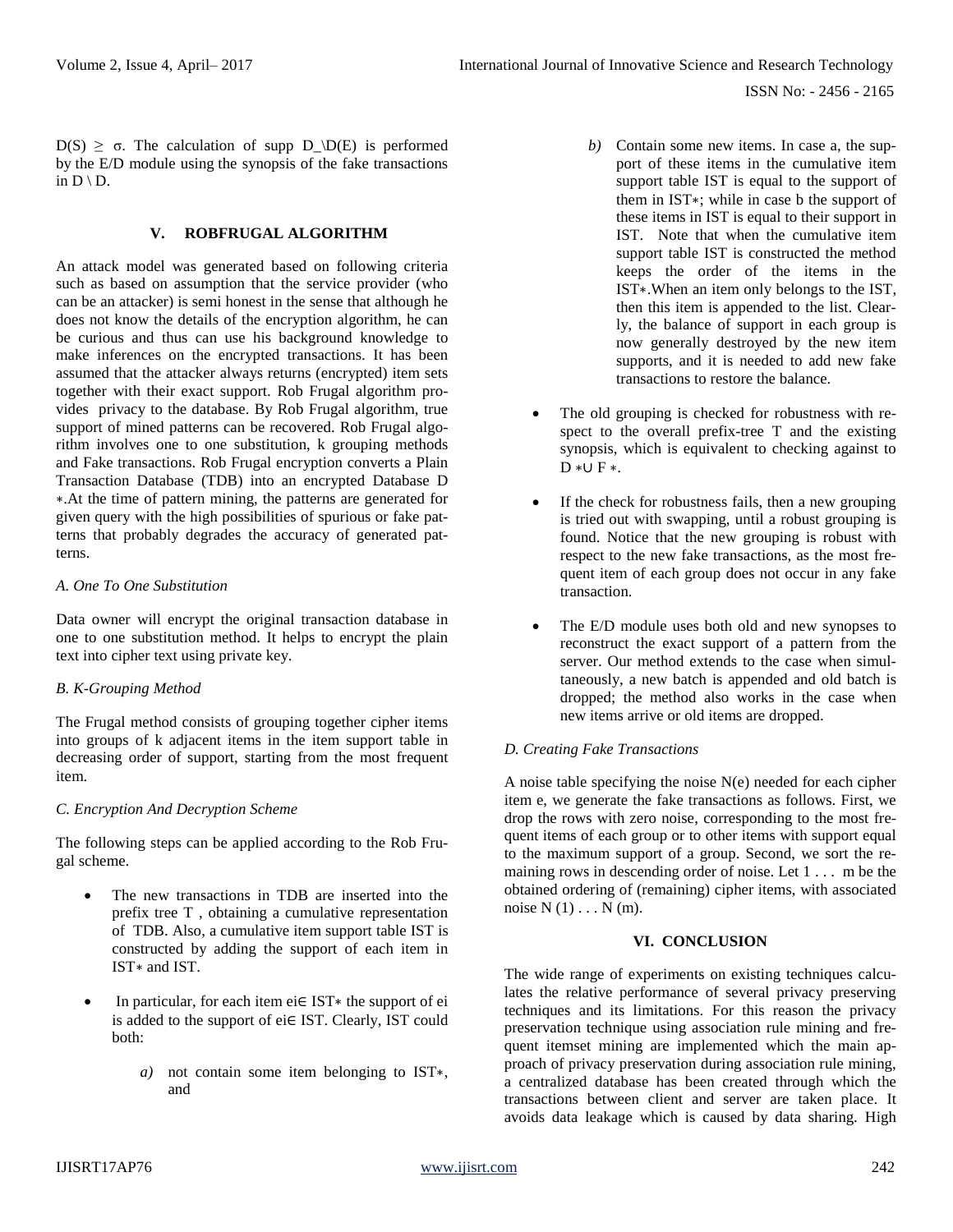$D(S) \geq \sigma$. The calculation of supp D_\D(E) is performed by the E/D module using the synopsis of the fake transactions in D \ D.

## V. ROBFRUGAL ALGORITHM

An attack model was generated based on following criteria such as based on assumption that the service provider (who can be an attacker) is semi honest in the sense that although he does not know the details of the encryption algorithm, he can be curious and thus can use his background knowledge to make inferences on the encrypted transactions. It has been assumed that the attacker always returns (encrypted) item sets together with their exact support. Rob Frugal algorithm provides privacy to the database. By Rob Frugal algorithm, true support of mined patterns can be recovered. Rob Frugal algorithm involves one to one substitution, k grouping methods and Fake transactions. Rob Frugal encryption converts a Plain Transaction Database (TDB) into an encrypted Database D ∗.At the time of pattern mining, the patterns are generated for given query with the high possibilities of spurious or fake patterns that probably degrades the accuracy of generated patterns.

### *A. One To One Substitution*

Data owner will encrypt the original transaction database in one to one substitution method. It helps to encrypt the plain text into cipher text using private key.

### *B. K-Grouping Method*

The Frugal method consists of grouping together cipher items into groups of k adjacent items in the item support table in decreasing order of support, starting from the most frequent item.

### *C. Encryption And Decryption Scheme*

The following steps can be applied according to the Rob Frugal scheme.

- The new transactions in TDB are inserted into the prefix tree T , obtaining a cumulative representation of TDB. Also, a cumulative item support table IST is constructed by adding the support of each item in IST∗ and IST.
- In particular, for each item ei∈ IST∗ the support of ei is added to the support of ei∈ IST. Clearly, IST could both:
    - *a)* not contain some item belonging to IST∗, and
    - *b)* Contain some new items. In case a, the support of these items in the cumulative item support table IST is equal to the support of them in IST∗; while in case b the support of these items in IST is equal to their support in IST. Note that when the cumulative item support table IST is constructed the method keeps the order of the items in the IST∗.When an item only belongs to the IST, then this item is appended to the list. Clearly, the balance of support in each group is now generally destroyed by the new item supports, and it is needed to add new fake transactions to restore the balance.
- The old grouping is checked for robustness with respect to the overall prefix-tree T and the existing synopsis, which is equivalent to checking against to D ∗∪ F ∗.
- If the check for robustness fails, then a new grouping is tried out with swapping, until a robust grouping is found. Notice that the new grouping is robust with respect to the new fake transactions, as the most frequent item of each group does not occur in any fake transaction.
- The E/D module uses both old and new synopses to reconstruct the exact support of a pattern from the server. Our method extends to the case when simultaneously, a new batch is appended and old batch is dropped; the method also works in the case when new items arrive or old items are dropped.

### *D. Creating Fake Transactions*

A noise table specifying the noise N(e) needed for each cipher item e, we generate the fake transactions as follows. First, we drop the rows with zero noise, corresponding to the most frequent items of each group or to other items with support equal to the maximum support of a group. Second, we sort the remaining rows in descending order of noise. Let 1 . . . m be the obtained ordering of (remaining) cipher items, with associated noise N (1) . . . N (m).

## VI. CONCLUSION

The wide range of experiments on existing techniques calculates the relative performance of several privacy preserving techniques and its limitations. For this reason the privacy preservation technique using association rule mining and frequent itemset mining are implemented which the main approach of privacy preservation during association rule mining, a centralized database has been created through which the transactions between client and server are taken place. It avoids data leakage which is caused by data sharing. High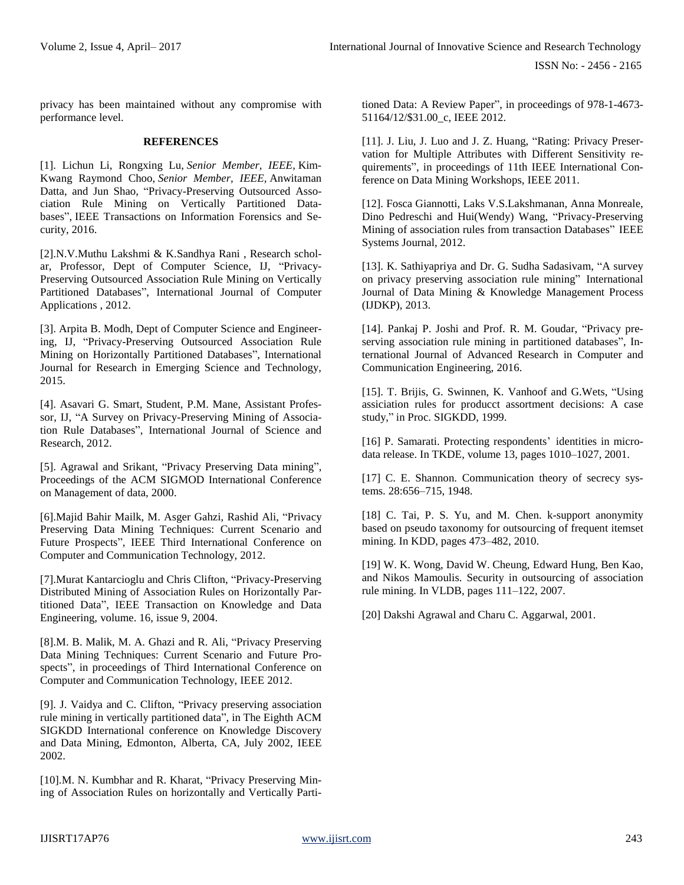privacy has been maintained without any compromise with performance level.

### REFERENCES

[1]. Lichun Li, Rongxing Lu, *Senior Member, IEEE*, Kim-Kwang Raymond Choo, *Senior Member, IEEE*, Anwitaman Datta, and Jun Shao, "Privacy-Preserving Outsourced Association Rule Mining on Vertically Partitioned Databases", IEEE Transactions on Information Forensics and Security, 2016.

[2].N.V.Muthu Lakshmi & K.Sandhya Rani , Research scholar, Professor, Dept of Computer Science, IJ, "Privacy-Preserving Outsourced Association Rule Mining on Vertically Partitioned Databases", International Journal of Computer Applications , 2012.

[3]. Arpita B. Modh, Dept of Computer Science and Engineering, IJ, "Privacy-Preserving Outsourced Association Rule Mining on Horizontally Partitioned Databases", International Journal for Research in Emerging Science and Technology, 2015.

[4]. Asavari G. Smart, Student, P.M. Mane, Assistant Professor, IJ, "A Survey on Privacy-Preserving Mining of Association Rule Databases", International Journal of Science and Research, 2012.

[5]. Agrawal and Srikant, "Privacy Preserving Data mining", Proceedings of the ACM SIGMOD International Conference on Management of data, 2000.

[6].Majid Bahir Mailk, M. Asger Gahzi, Rashid Ali, "Privacy Preserving Data Mining Techniques: Current Scenario and Future Prospects", IEEE Third International Conference on Computer and Communication Technology, 2012.

[7].Murat Kantarcioglu and Chris Clifton, "Privacy-Preserving Distributed Mining of Association Rules on Horizontally Partitioned Data", IEEE Transaction on Knowledge and Data Engineering, volume. 16, issue 9, 2004.

[8].M. B. Malik, M. A. Ghazi and R. Ali, "Privacy Preserving Data Mining Techniques: Current Scenario and Future Prospects", in proceedings of Third International Conference on Computer and Communication Technology, IEEE 2012.

[9]. J. Vaidya and C. Clifton, "Privacy preserving association rule mining in vertically partitioned data", in The Eighth ACM SIGKDD International conference on Knowledge Discovery and Data Mining, Edmonton, Alberta, CA, July 2002, IEEE 2002.

[10].M. N. Kumbhar and R. Kharat, "Privacy Preserving Mining of Association Rules on horizontally and Vertically Partitioned Data: A Review Paper", in proceedings of 978-1-4673-51164/12/$31.00_c, IEEE 2012.

[11]. J. Liu, J. Luo and J. Z. Huang, "Rating: Privacy Preservation for Multiple Attributes with Different Sensitivity requirements", in proceedings of 11th IEEE International Conference on Data Mining Workshops, IEEE 2011.

[12]. Fosca Giannotti, Laks V.S.Lakshmanan, Anna Monreale, Dino Pedreschi and Hui(Wendy) Wang, "Privacy-Preserving Mining of association rules from transaction Databases" IEEE Systems Journal, 2012.

[13]. K. Sathiyapriya and Dr. G. Sudha Sadasivam, "A survey on privacy preserving association rule mining" International Journal of Data Mining & Knowledge Management Process (IJDKP), 2013.

[14]. Pankaj P. Joshi and Prof. R. M. Goudar, "Privacy preserving association rule mining in partitioned databases", International Journal of Advanced Research in Computer and Communication Engineering, 2016.

[15]. T. Brijis, G. Swinnen, K. Vanhoof and G.Wets, "Using assiciation rules for producct assortment decisions: A case study," in Proc. SIGKDD, 1999.

[16] P. Samarati. Protecting respondents' identities in microdata release. In TKDE, volume 13, pages 1010–1027, 2001.

[17] C. E. Shannon. Communication theory of secrecy systems. 28:656–715, 1948.

[18] C. Tai, P. S. Yu, and M. Chen. k-support anonymity based on pseudo taxonomy for outsourcing of frequent itemset mining. In KDD, pages 473–482, 2010.

[19] W. K. Wong, David W. Cheung, Edward Hung, Ben Kao, and Nikos Mamoulis. Security in outsourcing of association rule mining. In VLDB, pages 111–122, 2007.

[20] Dakshi Agrawal and Charu C. Aggarwal, 2001.